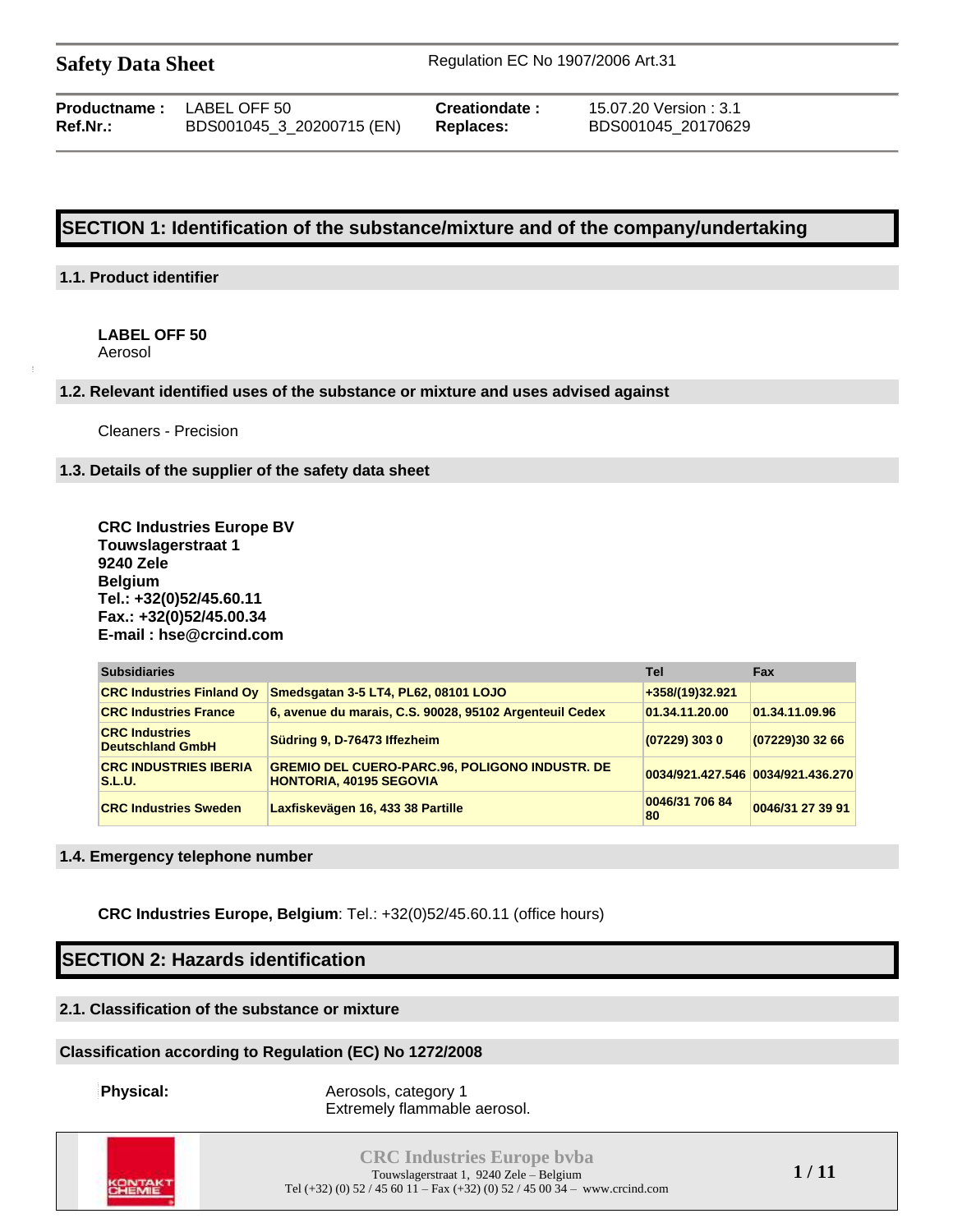# Safety Data Sheet

Regulation EC No 1907/2006 Art.31

| | | | |
|---|---|---|---|
| **Productname :** | LABEL OFF 50 | **Creationdate :** | 15.07.20 Version : 3.1 |
| **Ref.Nr.:** | BDS001045_3_20200715 (EN) | **Replaces:** | BDS001045_20170629 |

## SECTION 1: Identification of the substance/mixture and of the company/undertaking

### 1.1. Product identifier

**LABEL OFF 50**
Aerosol

### 1.2. Relevant identified uses of the substance or mixture and uses advised against

Cleaners - Precision

### 1.3. Details of the supplier of the safety data sheet

**CRC Industries Europe BV**
**Touwslagerstraat 1**
**9240 Zele**
**Belgium**
**Tel.: +32(0)52/45.60.11**
**Fax.: +32(0)52/45.00.34**
**E-mail : hse@crcind.com**

| Subsidiaries | | Tel | Fax |
|---|---|---|---|
| CRC Industries Finland Oy | Smedsgatan 3-5 LT4, PL62, 08101 LOJO | +358/(19)32.921 | |
| CRC Industries France | 6, avenue du marais, C.S. 90028, 95102 Argenteuil Cedex | 01.34.11.20.00 | 01.34.11.09.96 |
| CRC Industries Deutschland GmbH | Südring 9, D-76473 Iffezheim | (07229) 303 0 | (07229)30 32 66 |
| CRC INDUSTRIES IBERIA S.L.U. | GREMIO DEL CUERO-PARC.96, POLIGONO INDUSTR. DE HONTORIA, 40195 SEGOVIA | 0034/921.427.546 | 0034/921.436.270 |
| CRC Industries Sweden | Laxfiskevägen 16, 433 38 Partille | 0046/31 706 84 80 | 0046/31 27 39 91 |

### 1.4. Emergency telephone number

**CRC Industries Europe, Belgium**: Tel.: +32(0)52/45.60.11 (office hours)

## SECTION 2: Hazards identification

### 2.1. Classification of the substance or mixture

### Classification according to Regulation (EC) No 1272/2008

**Physical:** Aerosols, category 1
Extremely flammable aerosol.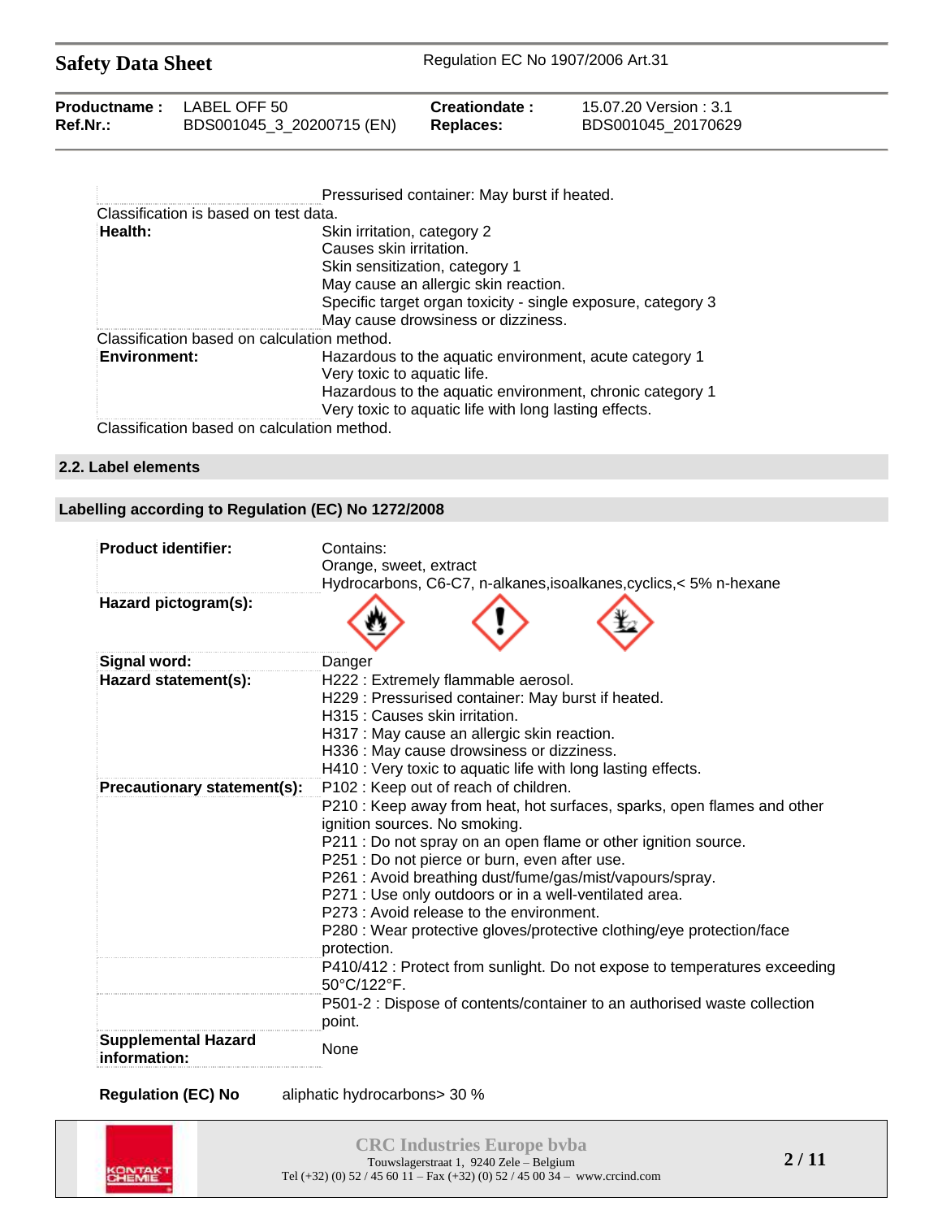| | |
|---|---|
| | Pressurised container: May burst if heated. |
| Classification is based on test data. | |
| **Health:** | Skin irritation, category 2<br>Causes skin irritation.<br>Skin sensitization, category 1<br>May cause an allergic skin reaction.<br>Specific target organ toxicity - single exposure, category 3<br>May cause drowsiness or dizziness. |
| Classification based on calculation method. | |
| **Environment:** | Hazardous to the aquatic environment, acute category 1<br>Very toxic to aquatic life.<br>Hazardous to the aquatic environment, chronic category 1<br>Very toxic to aquatic life with long lasting effects. |
| Classification based on calculation method. | |

## 2.2. Label elements

### Labelling according to Regulation (EC) No 1272/2008

| | |
|---|---|
| **Product identifier:** | Contains:<br>Orange, sweet, extract<br>Hydrocarbons, C6-C7, n-alkanes,isoalkanes,cyclics,< 5% n-hexane |
| **Hazard pictogram(s):** | |
| **Signal word:** | Danger |
| **Hazard statement(s):** | H222 : Extremely flammable aerosol.<br>H229 : Pressurised container: May burst if heated.<br>H315 : Causes skin irritation.<br>H317 : May cause an allergic skin reaction.<br>H336 : May cause drowsiness or dizziness.<br>H410 : Very toxic to aquatic life with long lasting effects. |
| **Precautionary statement(s):** | P102 : Keep out of reach of children. |
| | P210 : Keep away from heat, hot surfaces, sparks, open flames and other ignition sources. No smoking.<br>P211 : Do not spray on an open flame or other ignition source.<br>P251 : Do not pierce or burn, even after use.<br>P261 : Avoid breathing dust/fume/gas/mist/vapours/spray.<br>P271 : Use only outdoors or in a well-ventilated area.<br>P273 : Avoid release to the environment.<br>P280 : Wear protective gloves/protective clothing/eye protection/face protection. |
| | P410/412 : Protect from sunlight. Do not expose to temperatures exceeding 50°C/122°F. |
| | P501-2 : Dispose of contents/container to an authorised waste collection point. |
| **Supplemental Hazard information:** | None |

**Regulation (EC) No** aliphatic hydrocarbons> 30 %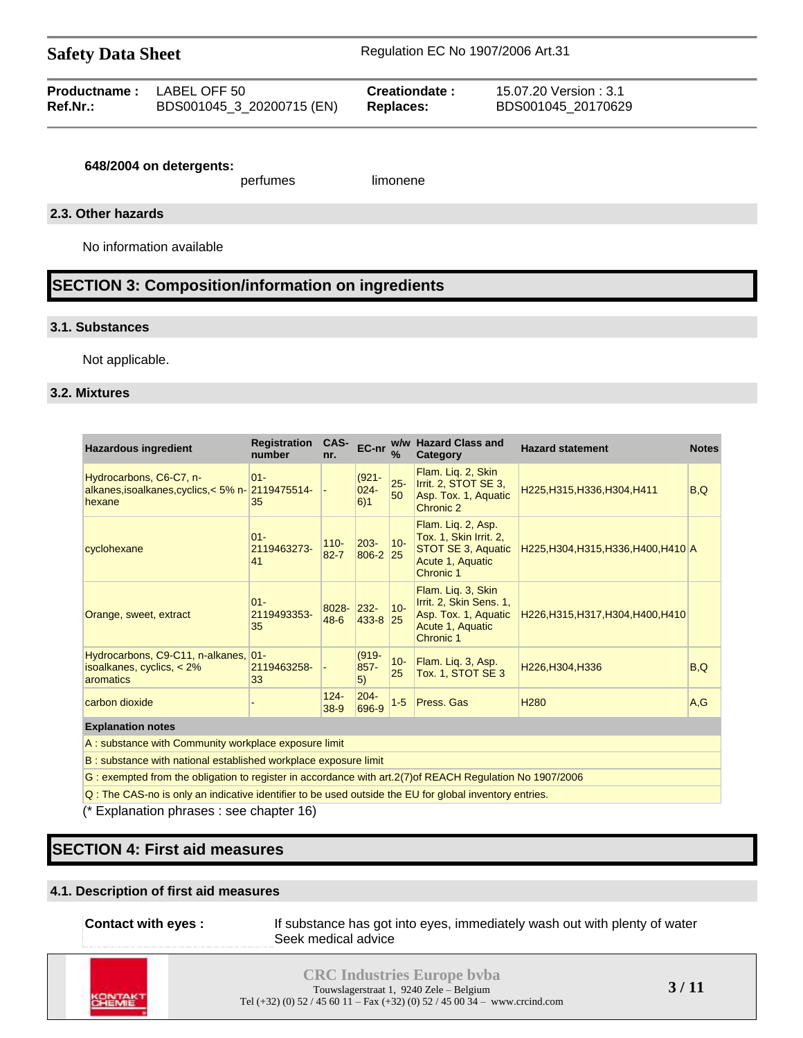**648/2004 on detergents:**

perfumes limonene

### 2.3. Other hazards

No information available

## SECTION 3: Composition/information on ingredients

### 3.1. Substances

Not applicable.

### 3.2. Mixtures

| Hazardous ingredient | Registration number | CAS-nr. | EC-nr | w/w % | Hazard Class and Category | Hazard statement | Notes |
|---|---|---|---|---|---|---|---|
| Hydrocarbons, C6-C7, n-alkanes,isoalkanes,cyclics,< 5% n-hexane | 01-2119475514-35 | - | (921-024-6)1 | 25-50 | Flam. Liq. 2, Skin Irrit. 2, STOT SE 3, Asp. Tox. 1, Aquatic Chronic 2 | H225,H315,H336,H304,H411 | B,Q |
| cyclohexane | 01-2119463273-41 | 110-82-7 | 203-806-2 | 10-25 | Flam. Liq. 2, Asp. Tox. 1, Skin Irrit. 2, STOT SE 3, Aquatic Acute 1, Aquatic Chronic 1 | H225,H304,H315,H336,H400,H410 | A |
| Orange, sweet, extract | 01-2119493353-35 | 8028-48-6 | 232-433-8 | 10-25 | Flam. Liq. 3, Skin Irrit. 2, Skin Sens. 1, Asp. Tox. 1, Aquatic Acute 1, Aquatic Chronic 1 | H226,H315,H317,H304,H400,H410 | |
| Hydrocarbons, C9-C11, n-alkanes, isoalkanes, cyclics, < 2% aromatics | 01-2119463258-33 | - | (919-857-5) | 10-25 | Flam. Liq. 3, Asp. Tox. 1, STOT SE 3 | H226,H304,H336 | B,Q |
| carbon dioxide | - | 124-38-9 | 204-696-9 | 1-5 | Press. Gas | H280 | A,G |

**Explanation notes**

A : substance with Community workplace exposure limit

B : substance with national established workplace exposure limit

G : exempted from the obligation to register in accordance with art.2(7)of REACH Regulation No 1907/2006

Q : The CAS-no is only an indicative identifier to be used outside the EU for global inventory entries.

(* Explanation phrases : see chapter 16)

## SECTION 4: First aid measures

### 4.1. Description of first aid measures

**Contact with eyes :** If substance has got into eyes, immediately wash out with plenty of water
Seek medical advice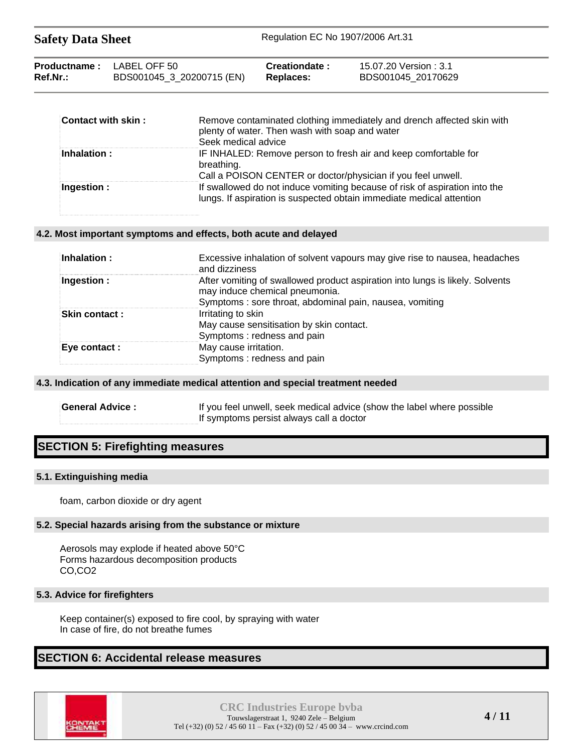| | |
|---|---|
| **Contact with skin :** | Remove contaminated clothing immediately and drench affected skin with plenty of water. Then wash with soap and water<br>Seek medical advice |
| **Inhalation :** | IF INHALED: Remove person to fresh air and keep comfortable for breathing.<br>Call a POISON CENTER or doctor/physician if you feel unwell. |
| **Ingestion :** | If swallowed do not induce vomiting because of risk of aspiration into the lungs. If aspiration is suspected obtain immediate medical attention |

### 4.2. Most important symptoms and effects, both acute and delayed

| | |
|---|---|
| **Inhalation :** | Excessive inhalation of solvent vapours may give rise to nausea, headaches and dizziness |
| **Ingestion :** | After vomiting of swallowed product aspiration into lungs is likely. Solvents may induce chemical pneumonia.<br>Symptoms : sore throat, abdominal pain, nausea, vomiting |
| **Skin contact :** | Irritating to skin<br>May cause sensitisation by skin contact.<br>Symptoms : redness and pain |
| **Eye contact :** | May cause irritation.<br>Symptoms : redness and pain |

### 4.3. Indication of any immediate medical attention and special treatment needed

| | |
|---|---|
| **General Advice :** | If you feel unwell, seek medical advice (show the label where possible<br>If symptoms persist always call a doctor |

## SECTION 5: Firefighting measures

### 5.1. Extinguishing media

foam, carbon dioxide or dry agent

### 5.2. Special hazards arising from the substance or mixture

Aerosols may explode if heated above 50°C
Forms hazardous decomposition products
$CO$,$CO_2$

### 5.3. Advice for firefighters

Keep container(s) exposed to fire cool, by spraying with water
In case of fire, do not breathe fumes

## SECTION 6: Accidental release measures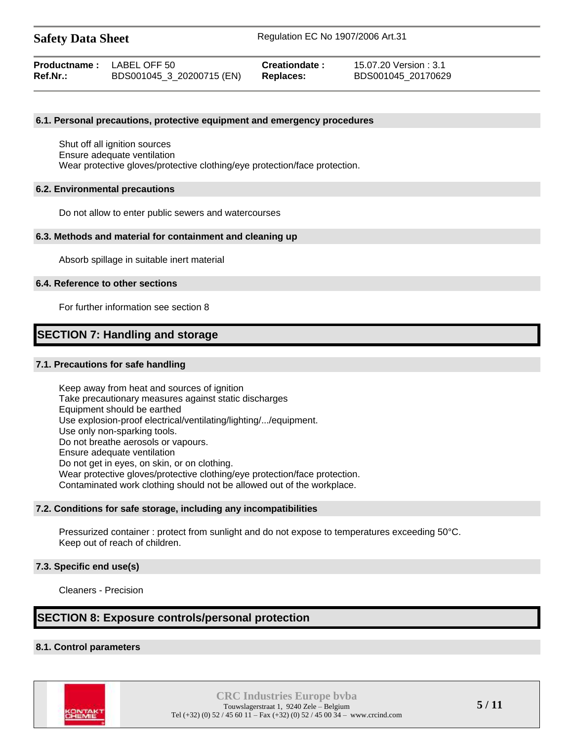### 6.1. Personal precautions, protective equipment and emergency procedures

Shut off all ignition sources
Ensure adequate ventilation
Wear protective gloves/protective clothing/eye protection/face protection.

### 6.2. Environmental precautions

Do not allow to enter public sewers and watercourses

### 6.3. Methods and material for containment and cleaning up

Absorb spillage in suitable inert material

### 6.4. Reference to other sections

For further information see section 8

## SECTION 7: Handling and storage

### 7.1. Precautions for safe handling

Keep away from heat and sources of ignition
Take precautionary measures against static discharges
Equipment should be earthed
Use explosion-proof electrical/ventilating/lighting/.../equipment.
Use only non-sparking tools.
Do not breathe aerosols or vapours.
Ensure adequate ventilation
Do not get in eyes, on skin, or on clothing.
Wear protective gloves/protective clothing/eye protection/face protection.
Contaminated work clothing should not be allowed out of the workplace.

### 7.2. Conditions for safe storage, including any incompatibilities

Pressurized container : protect from sunlight and do not expose to temperatures exceeding 50°C.
Keep out of reach of children.

### 7.3. Specific end use(s)

Cleaners - Precision

## SECTION 8: Exposure controls/personal protection

### 8.1. Control parameters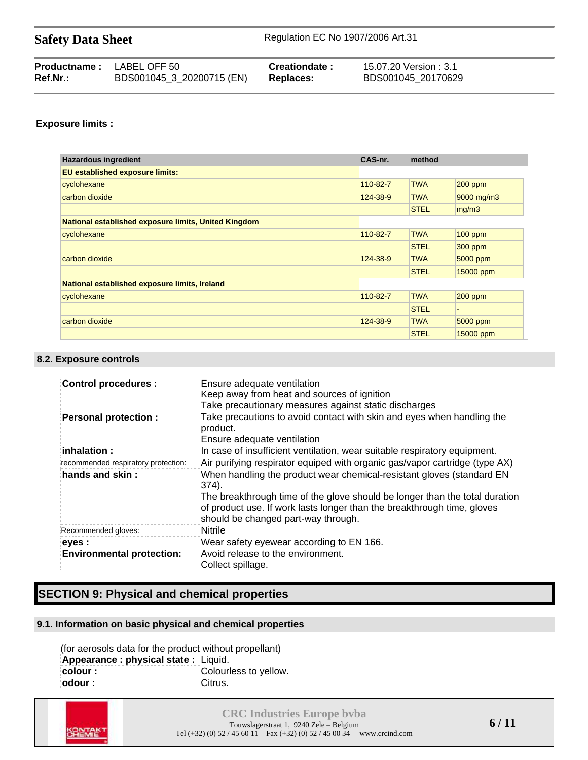**Exposure limits :**

| Hazardous ingredient | CAS-nr. | method | |
|---|---|---|---|
| **EU established exposure limits:** | | | |
| cyclohexane | 110-82-7 | TWA | 200 ppm |
| carbon dioxide | 124-38-9 | TWA | 9000 mg/m3 |
| | | STEL | mg/m3 |
| **National established exposure limits, United Kingdom** | | | |
| cyclohexane | 110-82-7 | TWA | 100 ppm |
| | | STEL | 300 ppm |
| carbon dioxide | 124-38-9 | TWA | 5000 ppm |
| | | STEL | 15000 ppm |
| **National established exposure limits, Ireland** | | | |
| cyclohexane | 110-82-7 | TWA | 200 ppm |
| | | STEL | - |
| carbon dioxide | 124-38-9 | TWA | 5000 ppm |
| | | STEL | 15000 ppm |

### 8.2. Exposure controls

| | |
|---|---|
| **Control procedures :** | Ensure adequate ventilation<br>Keep away from heat and sources of ignition<br>Take precautionary measures against static discharges |
| **Personal protection :** | Take precautions to avoid contact with skin and eyes when handling the product.<br>Ensure adequate ventilation |
| **inhalation :** | In case of insufficient ventilation, wear suitable respiratory equipment. |
| recommended respiratory protection: | Air purifying respirator equiped with organic gas/vapor cartridge (type AX) |
| **hands and skin :** | When handling the product wear chemical-resistant gloves (standard EN 374).<br>The breakthrough time of the glove should be longer than the total duration of product use. If work lasts longer than the breakthrough time, gloves should be changed part-way through. |
| Recommended gloves: | Nitrile |
| **eyes :** | Wear safety eyewear according to EN 166. |
| **Environmental protection:** | Avoid release to the environment.<br>Collect spillage. |

## SECTION 9: Physical and chemical properties

### 9.1. Information on basic physical and chemical properties

(for aerosols data for the product without propellant)

| | |
|---|---|
| **Appearance : physical state :** | Liquid. |
| **colour :** | Colourless to yellow. |
| **odour :** | Citrus. |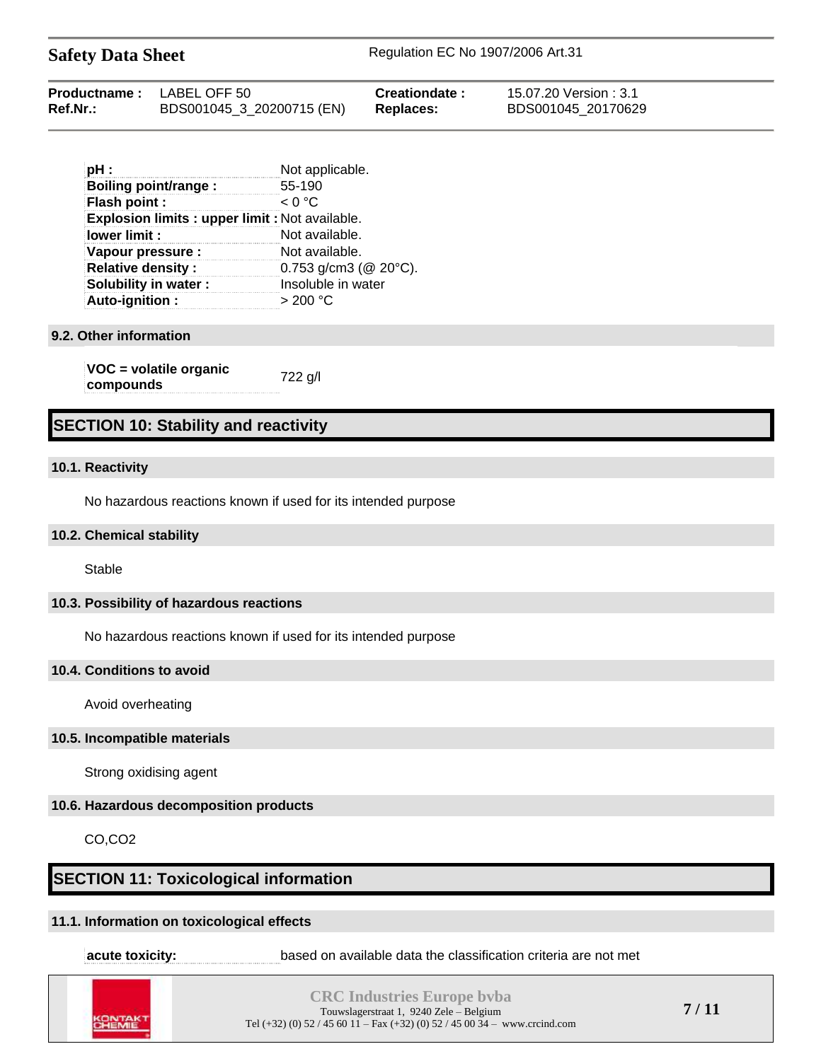| | |
|---|---|
| **pH :** | Not applicable. |
| **Boiling point/range :** | 55-190 |
| **Flash point :** | < 0 °C |
| **Explosion limits : upper limit :** | Not available. |
| **lower limit :** | Not available. |
| **Vapour pressure :** | Not available. |
| **Relative density :** | 0.753 g/cm3 (@ 20°C). |
| **Solubility in water :** | Insoluble in water |
| **Auto-ignition :** | > 200 °C |

### 9.2. Other information

| | |
|---|---|
| **VOC = volatile organic compounds** | 722 g/l |

## SECTION 10: Stability and reactivity

### 10.1. Reactivity

No hazardous reactions known if used for its intended purpose

### 10.2. Chemical stability

Stable

### 10.3. Possibility of hazardous reactions

No hazardous reactions known if used for its intended purpose

### 10.4. Conditions to avoid

Avoid overheating

### 10.5. Incompatible materials

Strong oxidising agent

### 10.6. Hazardous decomposition products

CO,CO2

## SECTION 11: Toxicological information

### 11.1. Information on toxicological effects

| | |
|---|---|
| **acute toxicity:** | based on available data the classification criteria are not met |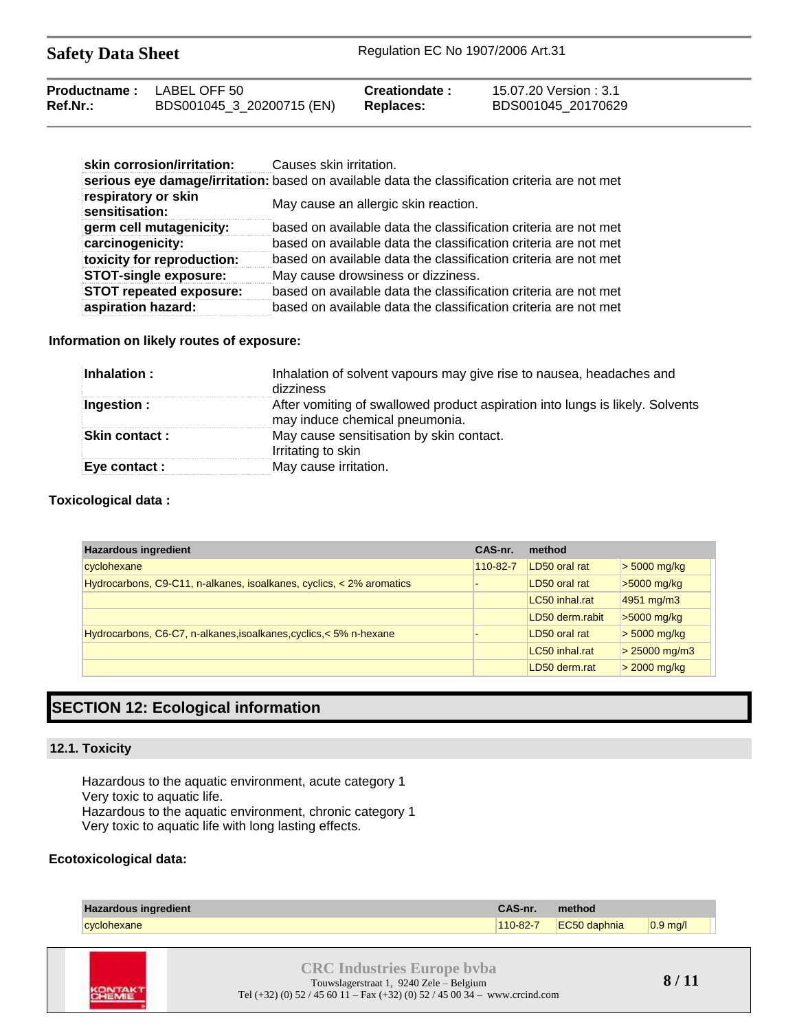| | |
|---|---|
| **skin corrosion/irritation:** | Causes skin irritation. |
| **serious eye damage/irritation:** | based on available data the classification criteria are not met |
| **respiratory or skin sensitisation:** | May cause an allergic skin reaction. |
| **germ cell mutagenicity:** | based on available data the classification criteria are not met |
| **carcinogenicity:** | based on available data the classification criteria are not met |
| **toxicity for reproduction:** | based on available data the classification criteria are not met |
| **STOT-single exposure:** | May cause drowsiness or dizziness. |
| **STOT repeated exposure:** | based on available data the classification criteria are not met |
| **aspiration hazard:** | based on available data the classification criteria are not met |

**Information on likely routes of exposure:**

| | |
|---|---|
| **Inhalation :** | Inhalation of solvent vapours may give rise to nausea, headaches and dizziness |
| **Ingestion :** | After vomiting of swallowed product aspiration into lungs is likely. Solvents may induce chemical pneumonia. |
| **Skin contact :** | May cause sensitisation by skin contact. Irritating to skin |
| **Eye contact :** | May cause irritation. |

**Toxicological data :**

| Hazardous ingredient | CAS-nr. | method | |
|---|---|---|---|
| cyclohexane | 110-82-7 | LD50 oral rat | > 5000 mg/kg |
| Hydrocarbons, C9-C11, n-alkanes, isoalkanes, cyclics, < 2% aromatics | - | LD50 oral rat | >5000 mg/kg |
| | | LC50 inhal.rat | 4951 mg/m3 |
| | | LD50 derm.rabit | >5000 mg/kg |
| Hydrocarbons, C6-C7, n-alkanes,isoalkanes,cyclics,< 5% n-hexane | - | LD50 oral rat | > 5000 mg/kg |
| | | LC50 inhal.rat | > 25000 mg/m3 |
| | | LD50 derm.rat | > 2000 mg/kg |

## SECTION 12: Ecological information

### 12.1. Toxicity

Hazardous to the aquatic environment, acute category 1
Very toxic to aquatic life.
Hazardous to the aquatic environment, chronic category 1
Very toxic to aquatic life with long lasting effects.

**Ecotoxicological data:**

| Hazardous ingredient | CAS-nr. | method | |
|---|---|---|---|
| cyclohexane | 110-82-7 | EC50 daphnia | 0.9 mg/l |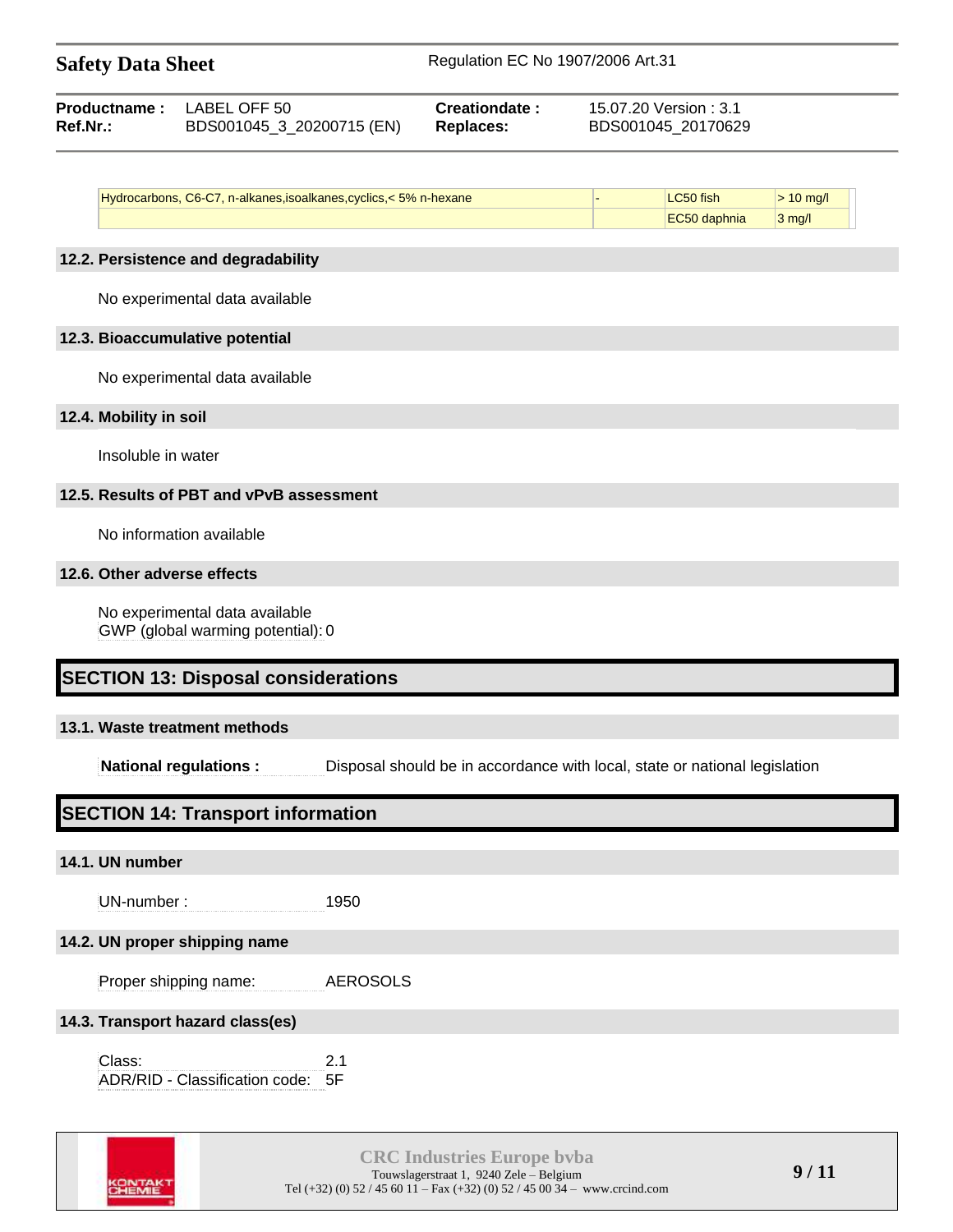| Hydrocarbons, C6-C7, n-alkanes,isoalkanes,cyclics,< 5% n-hexane | - | LC50 fish | > 10 mg/l |
|---|---|---|---|
| | | EC50 daphnia | 3 mg/l |

### 12.2. Persistence and degradability

No experimental data available

### 12.3. Bioaccumulative potential

No experimental data available

### 12.4. Mobility in soil

Insoluble in water

### 12.5. Results of PBT and vPvB assessment

No information available

### 12.6. Other adverse effects

No experimental data available
GWP (global warming potential): 0

## SECTION 13: Disposal considerations

### 13.1. Waste treatment methods

**National regulations :** Disposal should be in accordance with local, state or national legislation

## SECTION 14: Transport information

### 14.1. UN number

UN-number : 1950

### 14.2. UN proper shipping name

Proper shipping name: AEROSOLS

### 14.3. Transport hazard class(es)

Class: 2.1
ADR/RID - Classification code: 5F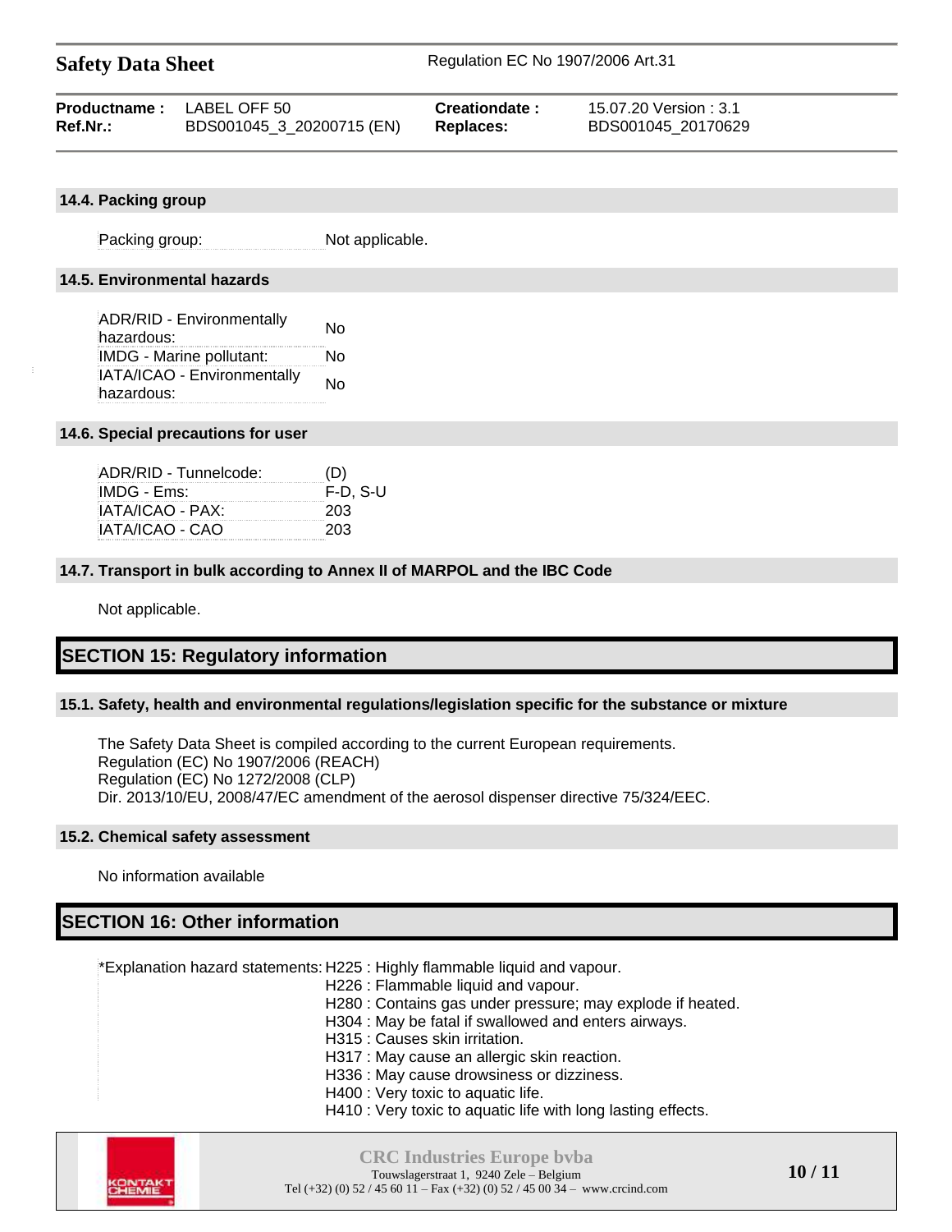### 14.4. Packing group

| | |
|---|---|
| Packing group: | Not applicable. |

### 14.5. Environmental hazards

| | |
|---|---|
| ADR/RID - Environmentally hazardous: | No |
| IMDG - Marine pollutant: | No |
| IATA/ICAO - Environmentally hazardous: | No |

### 14.6. Special precautions for user

| | |
|---|---|
| ADR/RID - Tunnelcode: | (D) |
| IMDG - Ems: | F-D, S-U |
| IATA/ICAO - PAX: | 203 |
| IATA/ICAO - CAO | 203 |

### 14.7. Transport in bulk according to Annex II of MARPOL and the IBC Code

Not applicable.

## SECTION 15: Regulatory information

### 15.1. Safety, health and environmental regulations/legislation specific for the substance or mixture

The Safety Data Sheet is compiled according to the current European requirements.
Regulation (EC) No 1907/2006 (REACH)
Regulation (EC) No 1272/2008 (CLP)
Dir. 2013/10/EU, 2008/47/EC amendment of the aerosol dispenser directive 75/324/EEC.

### 15.2. Chemical safety assessment

No information available

## SECTION 16: Other information

*Explanation hazard statements:
- H225 : Highly flammable liquid and vapour.
- H226 : Flammable liquid and vapour.
- H280 : Contains gas under pressure; may explode if heated.
- H304 : May be fatal if swallowed and enters airways.
- H315 : Causes skin irritation.
- H317 : May cause an allergic skin reaction.
- H336 : May cause drowsiness or dizziness.
- H400 : Very toxic to aquatic life.
- H410 : Very toxic to aquatic life with long lasting effects.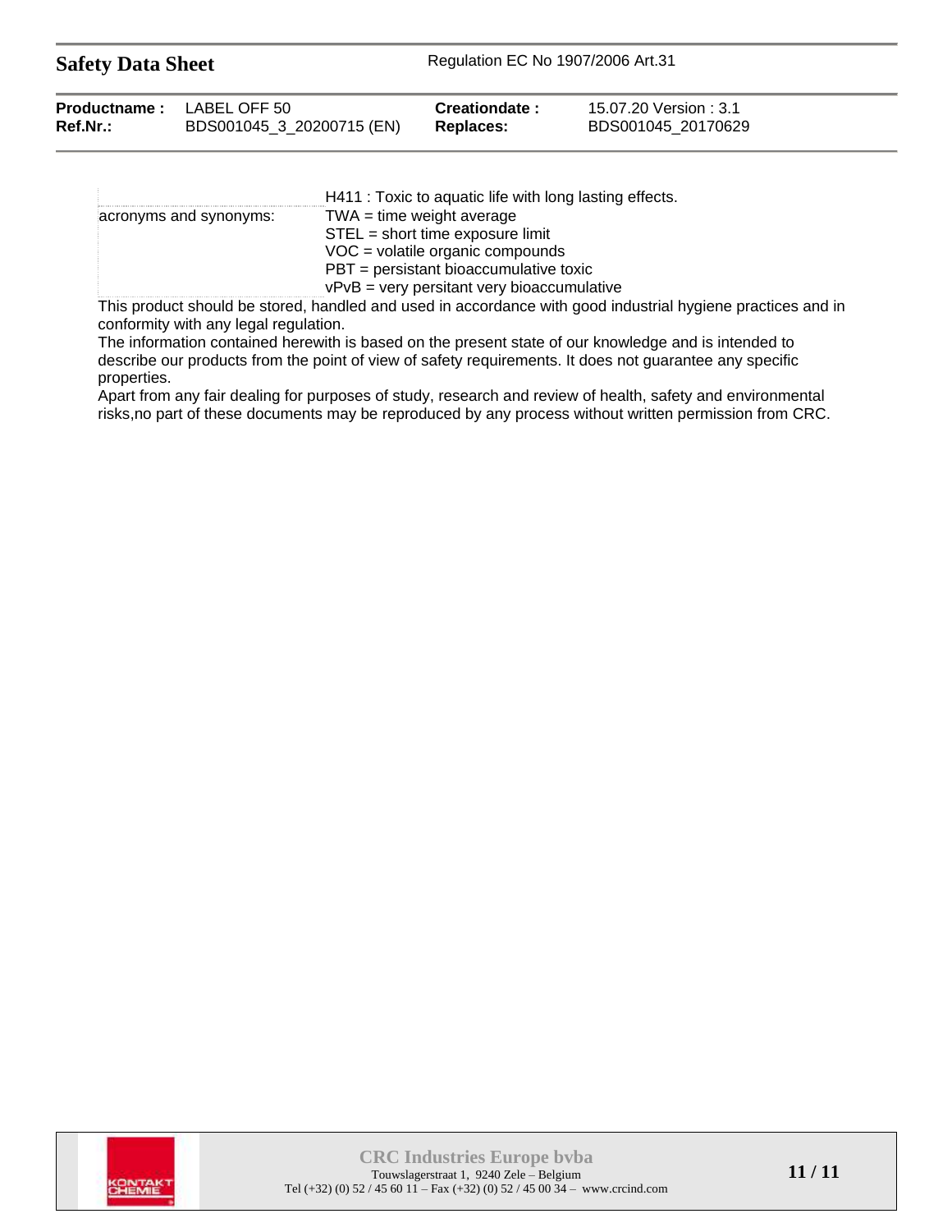| | |
|---|---|
| | H411 : Toxic to aquatic life with long lasting effects. |
| acronyms and synonyms: | TWA = time weight average<br>STEL = short time exposure limit<br>VOC = volatile organic compounds<br>PBT = persistant bioaccumulative toxic<br>vPvB = very persitant very bioaccumulative |

This product should be stored, handled and used in accordance with good industrial hygiene practices and in conformity with any legal regulation.

The information contained herewith is based on the present state of our knowledge and is intended to describe our products from the point of view of safety requirements. It does not guarantee any specific properties.

Apart from any fair dealing for purposes of study, research and review of health, safety and environmental risks,no part of these documents may be reproduced by any process without written permission from CRC.